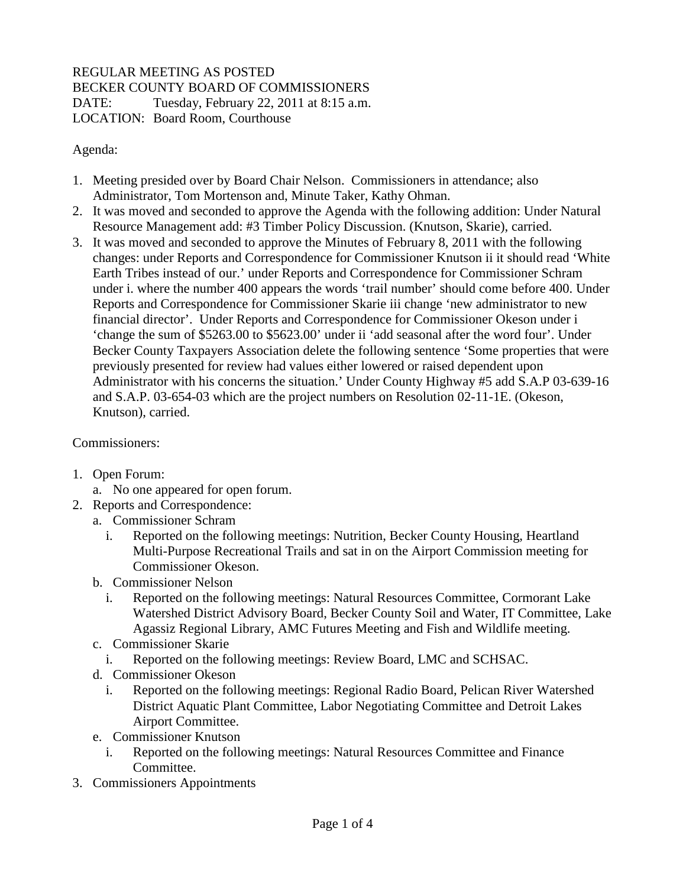REGULAR MEETING AS POSTED
BECKER COUNTY BOARD OF COMMISSIONERS
DATE: Tuesday, February 22, 2011 at 8:15 a.m.
LOCATION: Board Room, Courthouse

Agenda:

1. Meeting presided over by Board Chair Nelson. Commissioners in attendance; also Administrator, Tom Mortenson and, Minute Taker, Kathy Ohman.
2. It was moved and seconded to approve the Agenda with the following addition: Under Natural Resource Management add: #3 Timber Policy Discussion. (Knutson, Skarie), carried.
3. It was moved and seconded to approve the Minutes of February 8, 2011 with the following changes: under Reports and Correspondence for Commissioner Knutson ii it should read 'White Earth Tribes instead of our.' under Reports and Correspondence for Commissioner Schram under i. where the number 400 appears the words 'trail number' should come before 400. Under Reports and Correspondence for Commissioner Skarie iii change 'new administrator to new financial director'. Under Reports and Correspondence for Commissioner Okeson under i 'change the sum of $5263.00 to $5623.00' under ii 'add seasonal after the word four'. Under Becker County Taxpayers Association delete the following sentence 'Some properties that were previously presented for review had values either lowered or raised dependent upon Administrator with his concerns the situation.' Under County Highway #5 add S.A.P 03-639-16 and S.A.P. 03-654-03 which are the project numbers on Resolution 02-11-1E. (Okeson, Knutson), carried.

Commissioners:

1. Open Forum:
   a. No one appeared for open forum.
2. Reports and Correspondence:
   a. Commissioner Schram
      i. Reported on the following meetings: Nutrition, Becker County Housing, Heartland Multi-Purpose Recreational Trails and sat in on the Airport Commission meeting for Commissioner Okeson.
   b. Commissioner Nelson
      i. Reported on the following meetings: Natural Resources Committee, Cormorant Lake Watershed District Advisory Board, Becker County Soil and Water, IT Committee, Lake Agassiz Regional Library, AMC Futures Meeting and Fish and Wildlife meeting.
   c. Commissioner Skarie
      i. Reported on the following meetings: Review Board, LMC and SCHSAC.
   d. Commissioner Okeson
      i. Reported on the following meetings: Regional Radio Board, Pelican River Watershed District Aquatic Plant Committee, Labor Negotiating Committee and Detroit Lakes Airport Committee.
   e. Commissioner Knutson
      i. Reported on the following meetings: Natural Resources Committee and Finance Committee.
3. Commissioners Appointments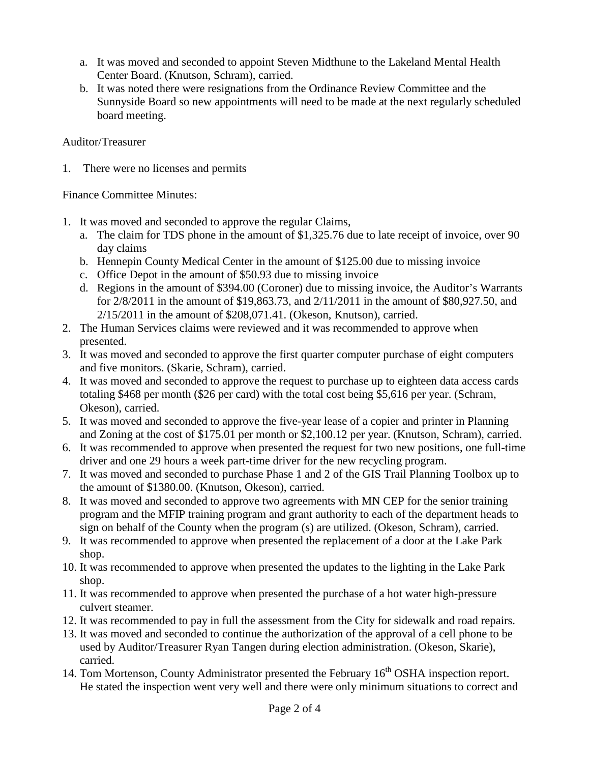a. It was moved and seconded to appoint Steven Midthune to the Lakeland Mental Health Center Board. (Knutson, Schram), carried.
b. It was noted there were resignations from the Ordinance Review Committee and the Sunnyside Board so new appointments will need to be made at the next regularly scheduled board meeting.

Auditor/Treasurer

1. There were no licenses and permits

Finance Committee Minutes:

1. It was moved and seconded to approve the regular Claims,
   a. The claim for TDS phone in the amount of $1,325.76 due to late receipt of invoice, over 90 day claims
   b. Hennepin County Medical Center in the amount of $125.00 due to missing invoice
   c. Office Depot in the amount of $50.93 due to missing invoice
   d. Regions in the amount of $394.00 (Coroner) due to missing invoice, the Auditor's Warrants for 2/8/2011 in the amount of $19,863.73, and 2/11/2011 in the amount of $80,927.50, and 2/15/2011 in the amount of $208,071.41. (Okeson, Knutson), carried.
2. The Human Services claims were reviewed and it was recommended to approve when presented.
3. It was moved and seconded to approve the first quarter computer purchase of eight computers and five monitors. (Skarie, Schram), carried.
4. It was moved and seconded to approve the request to purchase up to eighteen data access cards totaling $468 per month ($26 per card) with the total cost being $5,616 per year. (Schram, Okeson), carried.
5. It was moved and seconded to approve the five-year lease of a copier and printer in Planning and Zoning at the cost of $175.01 per month or $2,100.12 per year. (Knutson, Schram), carried.
6. It was recommended to approve when presented the request for two new positions, one full-time driver and one 29 hours a week part-time driver for the new recycling program.
7. It was moved and seconded to purchase Phase 1 and 2 of the GIS Trail Planning Toolbox up to the amount of $1380.00. (Knutson, Okeson), carried.
8. It was moved and seconded to approve two agreements with MN CEP for the senior training program and the MFIP training program and grant authority to each of the department heads to sign on behalf of the County when the program (s) are utilized. (Okeson, Schram), carried.
9. It was recommended to approve when presented the replacement of a door at the Lake Park shop.
10. It was recommended to approve when presented the updates to the lighting in the Lake Park shop.
11. It was recommended to approve when presented the purchase of a hot water high-pressure culvert steamer.
12. It was recommended to pay in full the assessment from the City for sidewalk and road repairs.
13. It was moved and seconded to continue the authorization of the approval of a cell phone to be used by Auditor/Treasurer Ryan Tangen during election administration. (Okeson, Skarie), carried.
14. Tom Mortenson, County Administrator presented the February 16th OSHA inspection report. He stated the inspection went very well and there were only minimum situations to correct and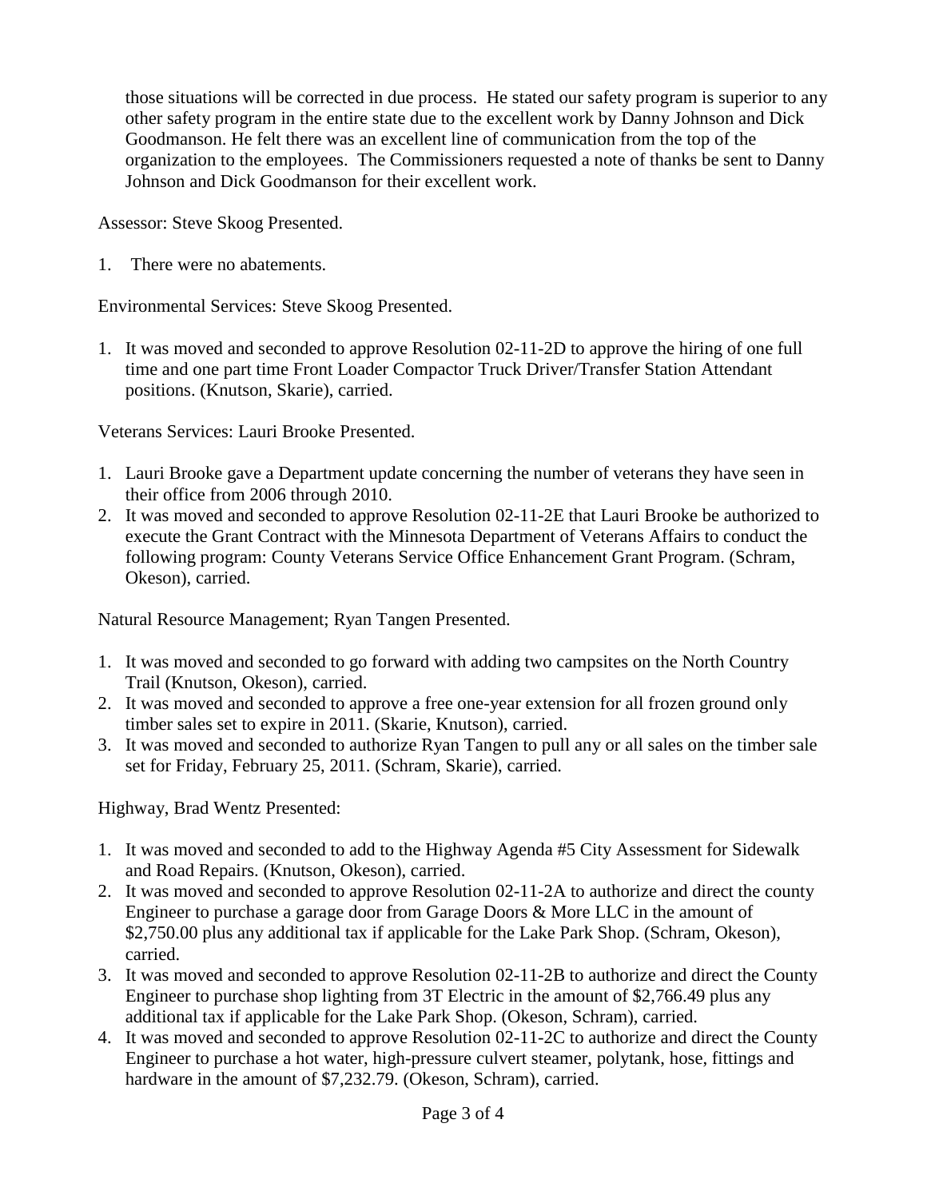those situations will be corrected in due process. He stated our safety program is superior to any other safety program in the entire state due to the excellent work by Danny Johnson and Dick Goodmanson. He felt there was an excellent line of communication from the top of the organization to the employees. The Commissioners requested a note of thanks be sent to Danny Johnson and Dick Goodmanson for their excellent work.

Assessor: Steve Skoog Presented.

1. There were no abatements.

Environmental Services: Steve Skoog Presented.

1. It was moved and seconded to approve Resolution 02-11-2D to approve the hiring of one full time and one part time Front Loader Compactor Truck Driver/Transfer Station Attendant positions. (Knutson, Skarie), carried.

Veterans Services: Lauri Brooke Presented.

1. Lauri Brooke gave a Department update concerning the number of veterans they have seen in their office from 2006 through 2010.
2. It was moved and seconded to approve Resolution 02-11-2E that Lauri Brooke be authorized to execute the Grant Contract with the Minnesota Department of Veterans Affairs to conduct the following program: County Veterans Service Office Enhancement Grant Program. (Schram, Okeson), carried.

Natural Resource Management; Ryan Tangen Presented.

1. It was moved and seconded to go forward with adding two campsites on the North Country Trail (Knutson, Okeson), carried.
2. It was moved and seconded to approve a free one-year extension for all frozen ground only timber sales set to expire in 2011. (Skarie, Knutson), carried.
3. It was moved and seconded to authorize Ryan Tangen to pull any or all sales on the timber sale set for Friday, February 25, 2011. (Schram, Skarie), carried.

Highway, Brad Wentz Presented:

1. It was moved and seconded to add to the Highway Agenda #5 City Assessment for Sidewalk and Road Repairs. (Knutson, Okeson), carried.
2. It was moved and seconded to approve Resolution 02-11-2A to authorize and direct the county Engineer to purchase a garage door from Garage Doors & More LLC in the amount of $2,750.00 plus any additional tax if applicable for the Lake Park Shop. (Schram, Okeson), carried.
3. It was moved and seconded to approve Resolution 02-11-2B to authorize and direct the County Engineer to purchase shop lighting from 3T Electric in the amount of $2,766.49 plus any additional tax if applicable for the Lake Park Shop. (Okeson, Schram), carried.
4. It was moved and seconded to approve Resolution 02-11-2C to authorize and direct the County Engineer to purchase a hot water, high-pressure culvert steamer, polytank, hose, fittings and hardware in the amount of $7,232.79. (Okeson, Schram), carried.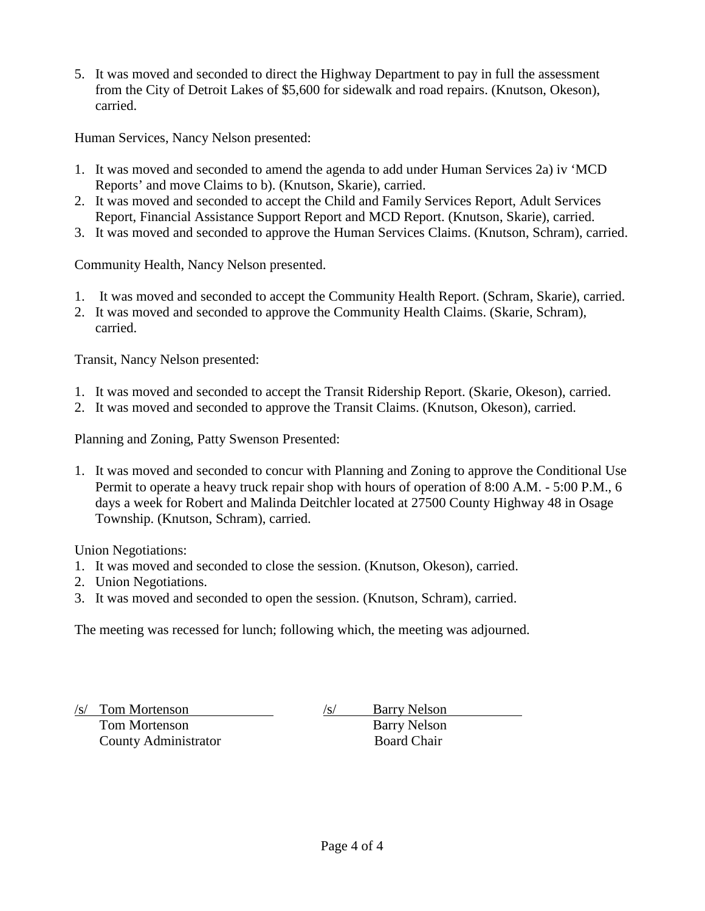5. It was moved and seconded to direct the Highway Department to pay in full the assessment from the City of Detroit Lakes of $5,600 for sidewalk and road repairs. (Knutson, Okeson), carried.

Human Services, Nancy Nelson presented:

1. It was moved and seconded to amend the agenda to add under Human Services 2a) iv 'MCD Reports' and move Claims to b). (Knutson, Skarie), carried.
2. It was moved and seconded to accept the Child and Family Services Report, Adult Services Report, Financial Assistance Support Report and MCD Report. (Knutson, Skarie), carried.
3. It was moved and seconded to approve the Human Services Claims. (Knutson, Schram), carried.

Community Health, Nancy Nelson presented.

1. It was moved and seconded to accept the Community Health Report. (Schram, Skarie), carried.
2. It was moved and seconded to approve the Community Health Claims. (Skarie, Schram), carried.

Transit, Nancy Nelson presented:

1. It was moved and seconded to accept the Transit Ridership Report. (Skarie, Okeson), carried.
2. It was moved and seconded to approve the Transit Claims. (Knutson, Okeson), carried.

Planning and Zoning, Patty Swenson Presented:

1. It was moved and seconded to concur with Planning and Zoning to approve the Conditional Use Permit to operate a heavy truck repair shop with hours of operation of 8:00 A.M. - 5:00 P.M., 6 days a week for Robert and Malinda Deitchler located at 27500 County Highway 48 in Osage Township. (Knutson, Schram), carried.

Union Negotiations:

1. It was moved and seconded to close the session. (Knutson, Okeson), carried.
2. Union Negotiations.
3. It was moved and seconded to open the session. (Knutson, Schram), carried.

The meeting was recessed for lunch; following which, the meeting was adjourned.

/s/ Tom Mortenson
Tom Mortenson
County Administrator

/s/ Barry Nelson
Barry Nelson
Board Chair